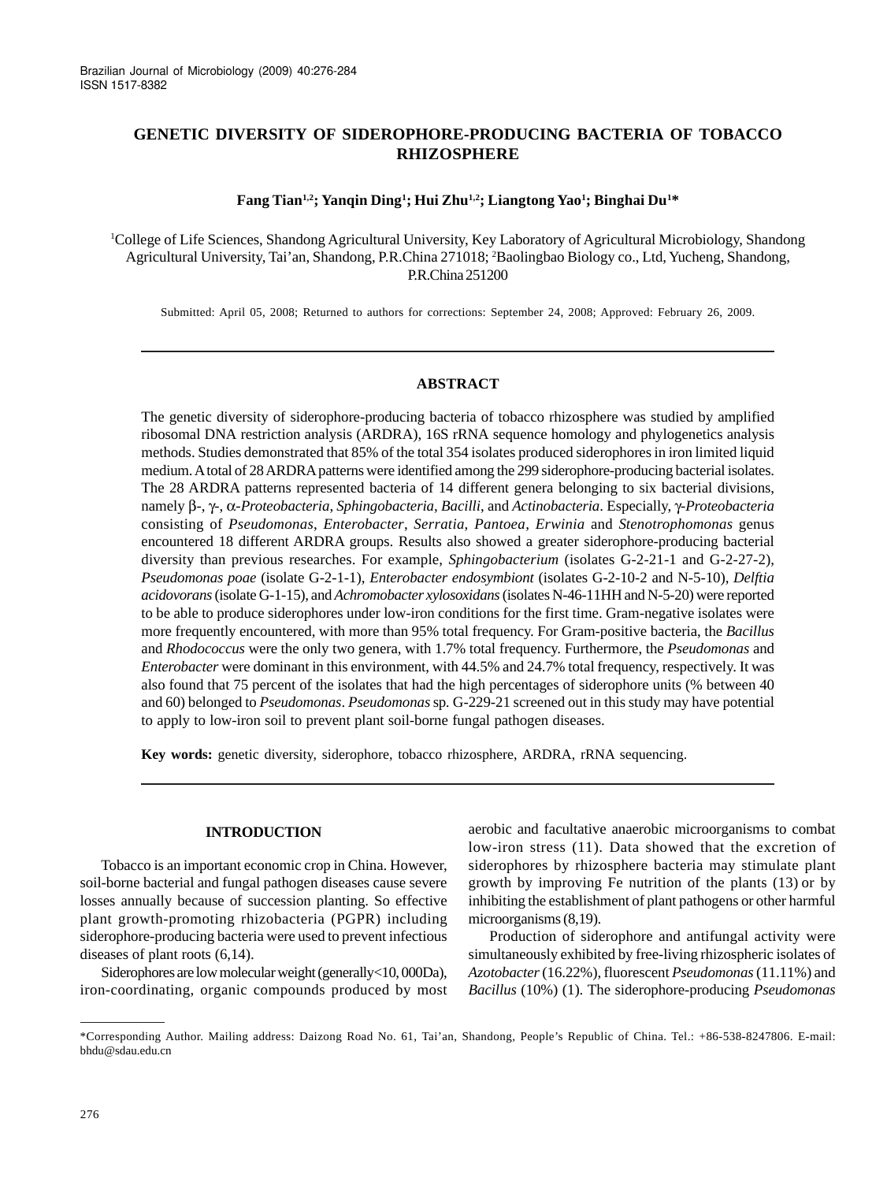Brazilian Journal of Microbiology (2009) 40:276-284
ISSN 1517-8382

# GENETIC DIVERSITY OF SIDEROPHORE-PRODUCING BACTERIA OF TOBACCO RHIZOSPHERE

**Fang Tian[1,2]; Yanqin Ding[1]; Hui Zhu[1,2]; Liangtong Yao[1]; Binghai Du[1]\***

[1]College of Life Sciences, Shandong Agricultural University, Key Laboratory of Agricultural Microbiology, Shandong Agricultural University, Tai'an, Shandong, P.R.China 271018; [2]Baolingbao Biology co., Ltd, Yucheng, Shandong, P.R.China 251200

Submitted: April 05, 2008; Returned to authors for corrections: September 24, 2008; Approved: February 26, 2009.

## ABSTRACT

The genetic diversity of siderophore-producing bacteria of tobacco rhizosphere was studied by amplified ribosomal DNA restriction analysis (ARDRA), 16S rRNA sequence homology and phylogenetics analysis methods. Studies demonstrated that 85% of the total 354 isolates produced siderophores in iron limited liquid medium. A total of 28 ARDRA patterns were identified among the 299 siderophore-producing bacterial isolates. The 28 ARDRA patterns represented bacteria of 14 different genera belonging to six bacterial divisions, namely β-, γ-, α-*Proteobacteria*, *Sphingobacteria*, *Bacilli*, and *Actinobacteria*. Especially, γ-*Proteobacteria* consisting of *Pseudomonas*, *Enterobacter*, *Serratia*, *Pantoea*, *Erwinia* and *Stenotrophomonas* genus encountered 18 different ARDRA groups. Results also showed a greater siderophore-producing bacterial diversity than previous researches. For example, *Sphingobacterium* (isolates G-2-21-1 and G-2-27-2), *Pseudomonas poae* (isolate G-2-1-1), *Enterobacter endosymbiont* (isolates G-2-10-2 and N-5-10), *Delftia acidovorans* (isolate G-1-15), and *Achromobacter xylosoxidans* (isolates N-46-11HH and N-5-20) were reported to be able to produce siderophores under low-iron conditions for the first time. Gram-negative isolates were more frequently encountered, with more than 95% total frequency. For Gram-positive bacteria, the *Bacillus* and *Rhodococcus* were the only two genera, with 1.7% total frequency. Furthermore, the *Pseudomonas* and *Enterobacter* were dominant in this environment, with 44.5% and 24.7% total frequency, respectively. It was also found that 75 percent of the isolates that had the high percentages of siderophore units (% between 40 and 60) belonged to *Pseudomonas*. *Pseudomonas* sp. G-229-21 screened out in this study may have potential to apply to low-iron soil to prevent plant soil-borne fungal pathogen diseases.

**Key words:** genetic diversity, siderophore, tobacco rhizosphere, ARDRA, rRNA sequencing.

## INTRODUCTION

Tobacco is an important economic crop in China. However, soil-borne bacterial and fungal pathogen diseases cause severe losses annually because of succession planting. So effective plant growth-promoting rhizobacteria (PGPR) including siderophore-producing bacteria were used to prevent infectious diseases of plant roots (6,14).

Siderophores are low molecular weight (generally<10, 000Da), iron-coordinating, organic compounds produced by most aerobic and facultative anaerobic microorganisms to combat low-iron stress (11). Data showed that the excretion of siderophores by rhizosphere bacteria may stimulate plant growth by improving Fe nutrition of the plants (13) or by inhibiting the establishment of plant pathogens or other harmful microorganisms (8,19).

Production of siderophore and antifungal activity were simultaneously exhibited by free-living rhizospheric isolates of *Azotobacter* (16.22%), fluorescent *Pseudomonas* (11.11%) and *Bacillus* (10%) (1). The siderophore-producing *Pseudomonas*

---

\*Corresponding Author. Mailing address: Daizong Road No. 61, Tai'an, Shandong, People's Republic of China. Tel.: +86-538-8247806. E-mail: bhdu@sdau.edu.cn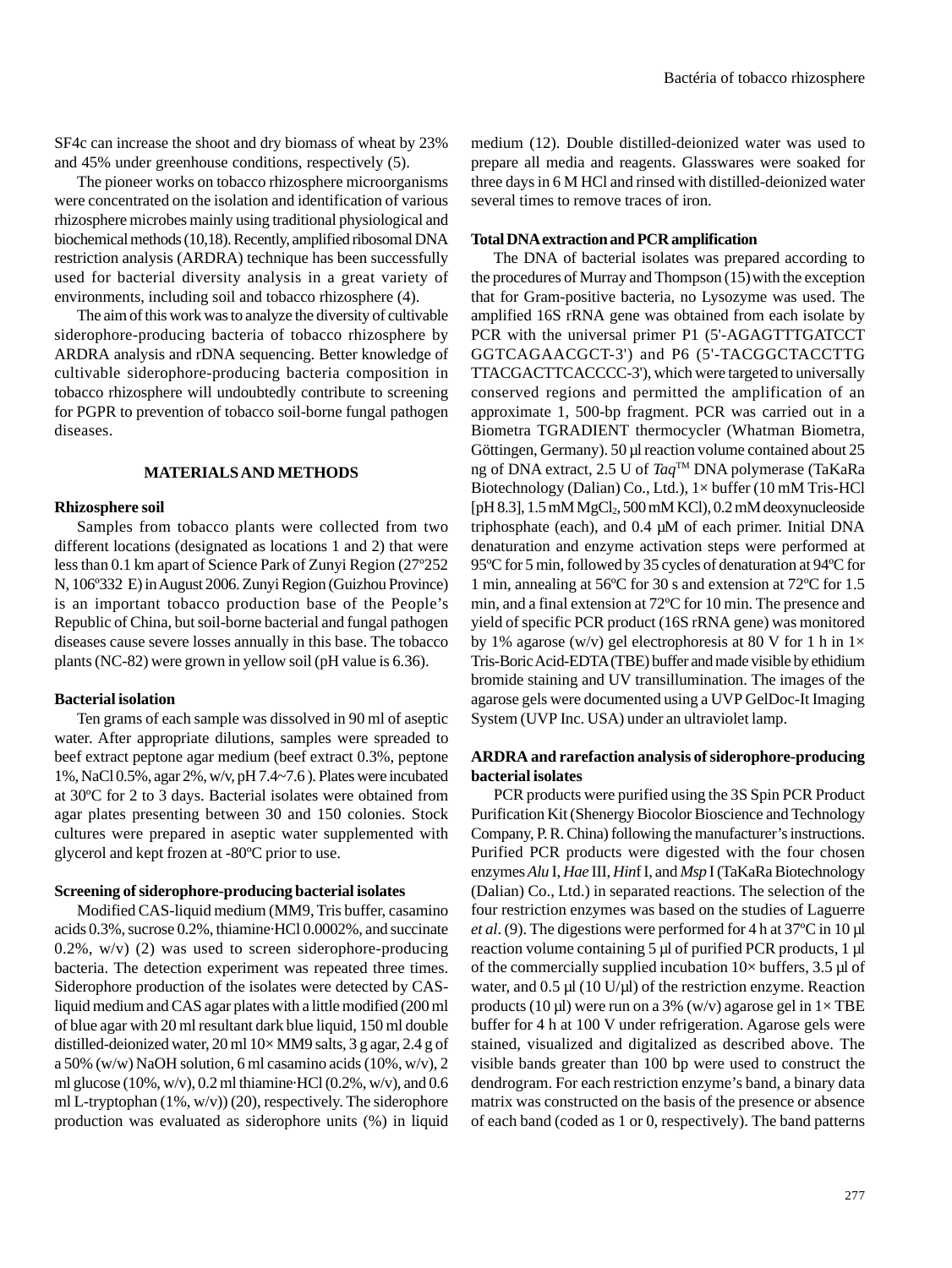SF4c can increase the shoot and dry biomass of wheat by 23% and 45% under greenhouse conditions, respectively (5).

The pioneer works on tobacco rhizosphere microorganisms were concentrated on the isolation and identification of various rhizosphere microbes mainly using traditional physiological and biochemical methods (10,18). Recently, amplified ribosomal DNA restriction analysis (ARDRA) technique has been successfully used for bacterial diversity analysis in a great variety of environments, including soil and tobacco rhizosphere (4).

The aim of this work was to analyze the diversity of cultivable siderophore-producing bacteria of tobacco rhizosphere by ARDRA analysis and rDNA sequencing. Better knowledge of cultivable siderophore-producing bacteria composition in tobacco rhizosphere will undoubtedly contribute to screening for PGPR to prevention of tobacco soil-borne fungal pathogen diseases.

## MATERIALS AND METHODS

### Rhizosphere soil

Samples from tobacco plants were collected from two different locations (designated as locations 1 and 2) that were less than 0.1 km apart of Science Park of Zunyi Region (27º252 N, 106º332 E) in August 2006. Zunyi Region (Guizhou Province) is an important tobacco production base of the People's Republic of China, but soil-borne bacterial and fungal pathogen diseases cause severe losses annually in this base. The tobacco plants (NC-82) were grown in yellow soil (pH value is 6.36).

### Bacterial isolation

Ten grams of each sample was dissolved in 90 ml of aseptic water. After appropriate dilutions, samples were spreaded to beef extract peptone agar medium (beef extract 0.3%, peptone 1%, NaCl 0.5%, agar 2%, w/v, pH 7.4~7.6 ). Plates were incubated at 30ºC for 2 to 3 days. Bacterial isolates were obtained from agar plates presenting between 30 and 150 colonies. Stock cultures were prepared in aseptic water supplemented with glycerol and kept frozen at -80ºC prior to use.

### Screening of siderophore-producing bacterial isolates

Modified CAS-liquid medium (MM9, Tris buffer, casamino acids 0.3%, sucrose 0.2%, thiamine·HCl 0.0002%, and succinate 0.2%, w/v) (2) was used to screen siderophore-producing bacteria. The detection experiment was repeated three times. Siderophore production of the isolates were detected by CAS-liquid medium and CAS agar plates with a little modified (200 ml of blue agar with 20 ml resultant dark blue liquid, 150 ml double distilled-deionized water, 20 ml 10× MM9 salts, 3 g agar, 2.4 g of a 50% (w/w) NaOH solution, 6 ml casamino acids (10%, w/v), 2 ml glucose (10%, w/v), 0.2 ml thiamine·HCl (0.2%, w/v), and 0.6 ml L-tryptophan (1%, w/v)) (20), respectively. The siderophore production was evaluated as siderophore units (%) in liquid medium (12). Double distilled-deionized water was used to prepare all media and reagents. Glasswares were soaked for three days in 6 M HCl and rinsed with distilled-deionized water several times to remove traces of iron.

### Total DNA extraction and PCR amplification

The DNA of bacterial isolates was prepared according to the procedures of Murray and Thompson (15) with the exception that for Gram-positive bacteria, no Lysozyme was used. The amplified 16S rRNA gene was obtained from each isolate by PCR with the universal primer P1 (5'-AGAGTTTGATCCT GGTCAGAACGCT-3') and P6 (5'-TACGGCTACCTTG TTACGACTTCACCCC-3'), which were targeted to universally conserved regions and permitted the amplification of an approximate 1, 500-bp fragment. PCR was carried out in a Biometra TGRADIENT thermocycler (Whatman Biometra, Göttingen, Germany). 50 µl reaction volume contained about 25 ng of DNA extract, 2.5 U of *Taq*™ DNA polymerase (TaKaRa Biotechnology (Dalian) Co., Ltd.), 1× buffer (10 mM Tris-HCl [pH 8.3], 1.5 mM $MgCl_2$, 500 mM KCl), 0.2 mM deoxynucleoside triphosphate (each), and 0.4 µM of each primer. Initial DNA denaturation and enzyme activation steps were performed at 95ºC for 5 min, followed by 35 cycles of denaturation at 94ºC for 1 min, annealing at 56ºC for 30 s and extension at 72ºC for 1.5 min, and a final extension at 72ºC for 10 min. The presence and yield of specific PCR product (16S rRNA gene) was monitored by 1% agarose (w/v) gel electrophoresis at 80 V for 1 h in 1× Tris-Boric Acid-EDTA (TBE) buffer and made visible by ethidium bromide staining and UV transillumination. The images of the agarose gels were documented using a UVP GelDoc-It Imaging System (UVP Inc. USA) under an ultraviolet lamp.

### ARDRA and rarefaction analysis of siderophore-producing bacterial isolates

PCR products were purified using the 3S Spin PCR Product Purification Kit (Shenergy Biocolor Bioscience and Technology Company, P. R. China) following the manufacturer's instructions. Purified PCR products were digested with the four chosen enzymes *Alu* I, *Hae* III, *Hin*f I, and *Msp* I (TaKaRa Biotechnology (Dalian) Co., Ltd.) in separated reactions. The selection of the four restriction enzymes was based on the studies of Laguerre *et al*. (9). The digestions were performed for 4 h at 37ºC in 10 µl reaction volume containing 5 µl of purified PCR products, 1 µl of the commercially supplied incubation 10× buffers, 3.5 µl of water, and 0.5 µl (10 U/µl) of the restriction enzyme. Reaction products (10 µl) were run on a 3% (w/v) agarose gel in 1× TBE buffer for 4 h at 100 V under refrigeration. Agarose gels were stained, visualized and digitalized as described above. The visible bands greater than 100 bp were used to construct the dendrogram. For each restriction enzyme's band, a binary data matrix was constructed on the basis of the presence or absence of each band (coded as 1 or 0, respectively). The band patterns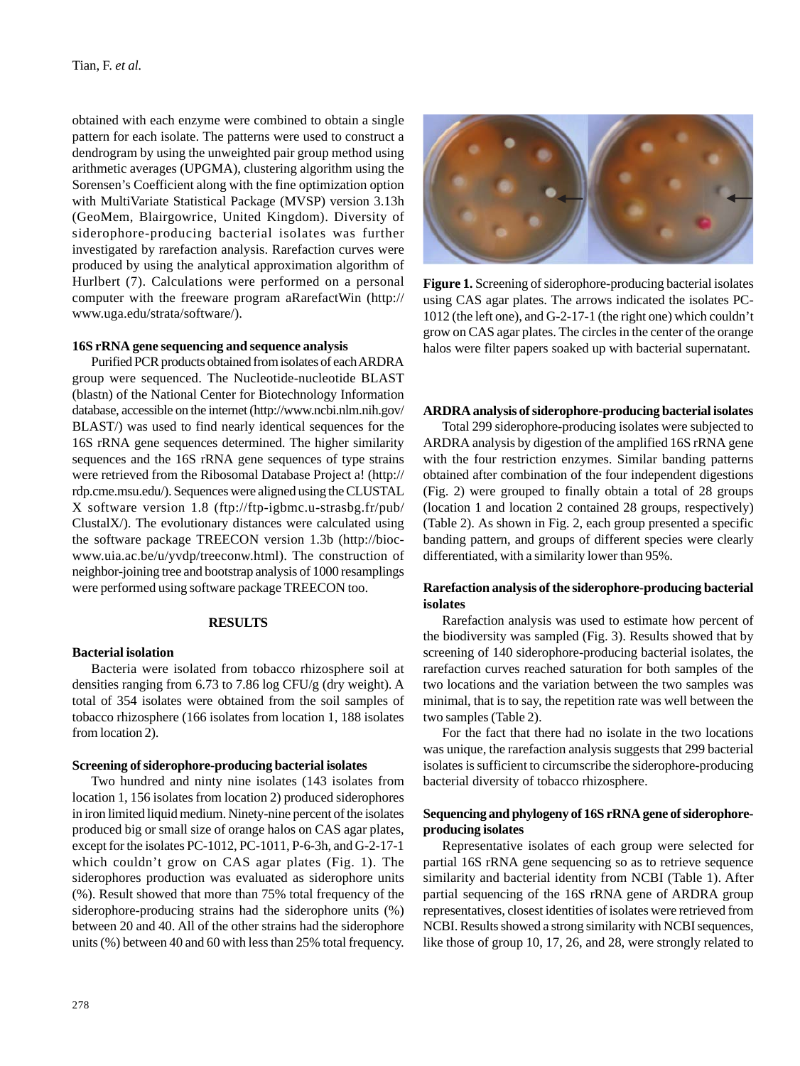obtained with each enzyme were combined to obtain a single pattern for each isolate. The patterns were used to construct a dendrogram by using the unweighted pair group method using arithmetic averages (UPGMA), clustering algorithm using the Sorensen's Coefficient along with the fine optimization option with MultiVariate Statistical Package (MVSP) version 3.13h (GeoMem, Blairgowrice, United Kingdom). Diversity of siderophore-producing bacterial isolates was further investigated by rarefaction analysis. Rarefaction curves were produced by using the analytical approximation algorithm of Hurlbert (7). Calculations were performed on a personal computer with the freeware program aRarefactWin (http://www.uga.edu/strata/software/).

### 16S rRNA gene sequencing and sequence analysis

Purified PCR products obtained from isolates of each ARDRA group were sequenced. The Nucleotide-nucleotide BLAST (blastn) of the National Center for Biotechnology Information database, accessible on the internet (http://www.ncbi.nlm.nih.gov/BLAST/) was used to find nearly identical sequences for the 16S rRNA gene sequences determined. The higher similarity sequences and the 16S rRNA gene sequences of type strains were retrieved from the Ribosomal Database Project a! (http://rdp.cme.msu.edu/). Sequences were aligned using the CLUSTAL X software version 1.8 (ftp://ftp-igbmc.u-strasbg.fr/pub/ClustalX/). The evolutionary distances were calculated using the software package TREECON version 1.3b (http://bioc-www.uia.ac.be/u/yvdp/treeconw.html). The construction of neighbor-joining tree and bootstrap analysis of 1000 resamplings were performed using software package TREECON too.

## RESULTS

### Bacterial isolation

Bacteria were isolated from tobacco rhizosphere soil at densities ranging from 6.73 to 7.86 log CFU/g (dry weight). A total of 354 isolates were obtained from the soil samples of tobacco rhizosphere (166 isolates from location 1, 188 isolates from location 2).

### Screening of siderophore-producing bacterial isolates

Two hundred and ninty nine isolates (143 isolates from location 1, 156 isolates from location 2) produced siderophores in iron limited liquid medium. Ninety-nine percent of the isolates produced big or small size of orange halos on CAS agar plates, except for the isolates PC-1012, PC-1011, P-6-3h, and G-2-17-1 which couldn't grow on CAS agar plates (Fig. 1). The siderophores production was evaluated as siderophore units (%). Result showed that more than 75% total frequency of the siderophore-producing strains had the siderophore units (%) between 20 and 40. All of the other strains had the siderophore units (%) between 40 and 60 with less than 25% total frequency.

**Figure 1.** Screening of siderophore-producing bacterial isolates using CAS agar plates. The arrows indicated the isolates PC-1012 (the left one), and G-2-17-1 (the right one) which couldn't grow on CAS agar plates. The circles in the center of the orange halos were filter papers soaked up with bacterial supernatant.

### ARDRA analysis of siderophore-producing bacterial isolates

Total 299 siderophore-producing isolates were subjected to ARDRA analysis by digestion of the amplified 16S rRNA gene with the four restriction enzymes. Similar banding patterns obtained after combination of the four independent digestions (Fig. 2) were grouped to finally obtain a total of 28 groups (location 1 and location 2 contained 28 groups, respectively) (Table 2). As shown in Fig. 2, each group presented a specific banding pattern, and groups of different species were clearly differentiated, with a similarity lower than 95%.

### Rarefaction analysis of the siderophore-producing bacterial isolates

Rarefaction analysis was used to estimate how percent of the biodiversity was sampled (Fig. 3). Results showed that by screening of 140 siderophore-producing bacterial isolates, the rarefaction curves reached saturation for both samples of the two locations and the variation between the two samples was minimal, that is to say, the repetition rate was well between the two samples (Table 2).

For the fact that there had no isolate in the two locations was unique, the rarefaction analysis suggests that 299 bacterial isolates is sufficient to circumscribe the siderophore-producing bacterial diversity of tobacco rhizosphere.

### Sequencing and phylogeny of 16S rRNA gene of siderophore-producing isolates

Representative isolates of each group were selected for partial 16S rRNA gene sequencing so as to retrieve sequence similarity and bacterial identity from NCBI (Table 1). After partial sequencing of the 16S rRNA gene of ARDRA group representatives, closest identities of isolates were retrieved from NCBI. Results showed a strong similarity with NCBI sequences, like those of group 10, 17, 26, and 28, were strongly related to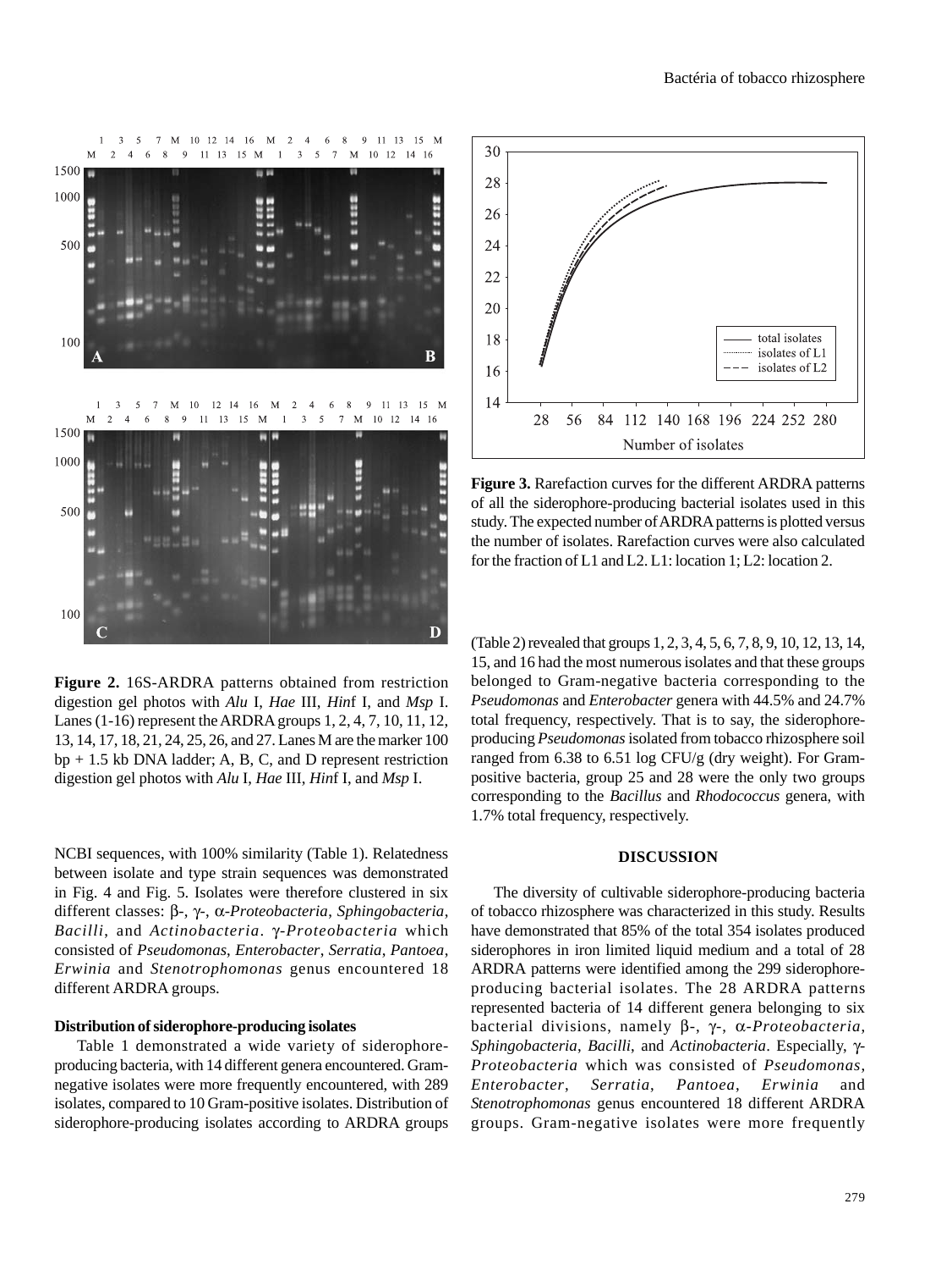**Figure 2.** 16S-ARDRA patterns obtained from restriction digestion gel photos with *Alu* I, *Hae* III, *Hin*f I, and *Msp* I. Lanes (1-16) represent the ARDRA groups 1, 2, 4, 7, 10, 11, 12, 13, 14, 17, 18, 21, 24, 25, 26, and 27. Lanes M are the marker 100 bp + 1.5 kb DNA ladder; A, B, C, and D represent restriction digestion gel photos with *Alu* I, *Hae* III, *Hin*f I, and *Msp* I.

NCBI sequences, with 100% similarity (Table 1). Relatedness between isolate and type strain sequences was demonstrated in Fig. 4 and Fig. 5. Isolates were therefore clustered in six different classes: β-, γ-, α-*Proteobacteria*, *Sphingobacteria*, *Bacilli*, and *Actinobacteria*. γ-*Proteobacteria* which consisted of *Pseudomonas*, *Enterobacter*, *Serratia*, *Pantoea*, *Erwinia* and *Stenotrophomonas* genus encountered 18 different ARDRA groups.

**Distribution of siderophore-producing isolates**

Table 1 demonstrated a wide variety of siderophore-producing bacteria, with 14 different genera encountered. Gram-negative isolates were more frequently encountered, with 289 isolates, compared to 10 Gram-positive isolates. Distribution of siderophore-producing isolates according to ARDRA groups (Table 2) revealed that groups 1, 2, 3, 4, 5, 6, 7, 8, 9, 10, 12, 13, 14, 15, and 16 had the most numerous isolates and that these groups belonged to Gram-negative bacteria corresponding to the *Pseudomonas* and *Enterobacter* genera with 44.5% and 24.7% total frequency, respectively. That is to say, the siderophore-producing *Pseudomonas* isolated from tobacco rhizosphere soil ranged from 6.38 to 6.51 log CFU/g (dry weight). For Gram-positive bacteria, group 25 and 28 were the only two groups corresponding to the *Bacillus* and *Rhodococcus* genera, with 1.7% total frequency, respectively.

**Figure 3.** Rarefaction curves for the different ARDRA patterns of all the siderophore-producing bacterial isolates used in this study. The expected number of ARDRA patterns is plotted versus the number of isolates. Rarefaction curves were also calculated for the fraction of L1 and L2. L1: location 1; L2: location 2.

## DISCUSSION

The diversity of cultivable siderophore-producing bacteria of tobacco rhizosphere was characterized in this study. Results have demonstrated that 85% of the total 354 isolates produced siderophores in iron limited liquid medium and a total of 28 ARDRA patterns were identified among the 299 siderophore-producing bacterial isolates. The 28 ARDRA patterns represented bacteria of 14 different genera belonging to six bacterial divisions, namely β-, γ-, α-*Proteobacteria*, *Sphingobacteria*, *Bacilli*, and *Actinobacteria*. Especially, γ-*Proteobacteria* which was consisted of *Pseudomonas*, *Enterobacter*, *Serratia*, *Pantoea*, *Erwinia* and *Stenotrophomonas* genus encountered 18 different ARDRA groups. Gram-negative isolates were more frequently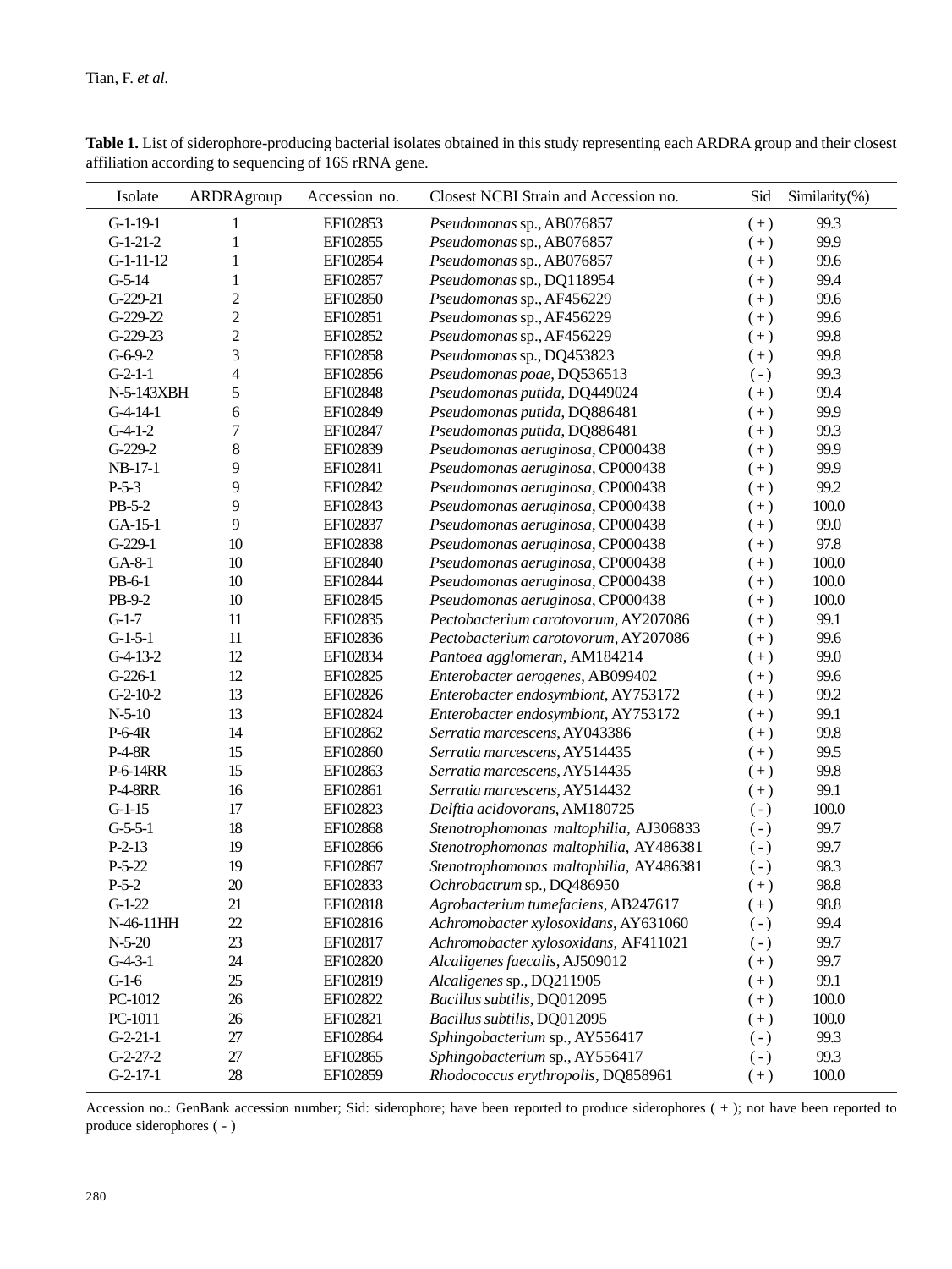**Table 1.** List of siderophore-producing bacterial isolates obtained in this study representing each ARDRA group and their closest affiliation according to sequencing of 16S rRNA gene.

| Isolate | ARDRAgroup | Accession no. | Closest NCBI Strain and Accession no. | Sid | Similarity(%) |
|---|---|---|---|---|---|
| G-1-19-1 | 1 | EF102853 | *Pseudomonas* sp., AB076857 | ( + ) | 99.3 |
| G-1-21-2 | 1 | EF102855 | *Pseudomonas* sp., AB076857 | ( + ) | 99.9 |
| G-1-11-12 | 1 | EF102854 | *Pseudomonas* sp., AB076857 | ( + ) | 99.6 |
| G-5-14 | 1 | EF102857 | *Pseudomonas* sp., DQ118954 | ( + ) | 99.4 |
| G-229-21 | 2 | EF102850 | *Pseudomonas* sp., AF456229 | ( + ) | 99.6 |
| G-229-22 | 2 | EF102851 | *Pseudomonas* sp., AF456229 | ( + ) | 99.6 |
| G-229-23 | 2 | EF102852 | *Pseudomonas* sp., AF456229 | ( + ) | 99.8 |
| G-6-9-2 | 3 | EF102858 | *Pseudomonas* sp., DQ453823 | ( + ) | 99.8 |
| G-2-1-1 | 4 | EF102856 | *Pseudomonas poae*, DQ536513 | ( - ) | 99.3 |
| N-5-143XBH | 5 | EF102848 | *Pseudomonas putida*, DQ449024 | ( + ) | 99.4 |
| G-4-14-1 | 6 | EF102849 | *Pseudomonas putida*, DQ886481 | ( + ) | 99.9 |
| G-4-1-2 | 7 | EF102847 | *Pseudomonas putida*, DQ886481 | ( + ) | 99.3 |
| G-229-2 | 8 | EF102839 | *Pseudomonas aeruginosa*, CP000438 | ( + ) | 99.9 |
| NB-17-1 | 9 | EF102841 | *Pseudomonas aeruginosa*, CP000438 | ( + ) | 99.9 |
| P-5-3 | 9 | EF102842 | *Pseudomonas aeruginosa*, CP000438 | ( + ) | 99.2 |
| PB-5-2 | 9 | EF102843 | *Pseudomonas aeruginosa*, CP000438 | ( + ) | 100.0 |
| GA-15-1 | 9 | EF102837 | *Pseudomonas aeruginosa*, CP000438 | ( + ) | 99.0 |
| G-229-1 | 10 | EF102838 | *Pseudomonas aeruginosa*, CP000438 | ( + ) | 97.8 |
| GA-8-1 | 10 | EF102840 | *Pseudomonas aeruginosa*, CP000438 | ( + ) | 100.0 |
| PB-6-1 | 10 | EF102844 | *Pseudomonas aeruginosa*, CP000438 | ( + ) | 100.0 |
| PB-9-2 | 10 | EF102845 | *Pseudomonas aeruginosa*, CP000438 | ( + ) | 100.0 |
| G-1-7 | 11 | EF102835 | *Pectobacterium carotovorum*, AY207086 | ( + ) | 99.1 |
| G-1-5-1 | 11 | EF102836 | *Pectobacterium carotovorum*, AY207086 | ( + ) | 99.6 |
| G-4-13-2 | 12 | EF102834 | *Pantoea agglomeran*, AM184214 | ( + ) | 99.0 |
| G-226-1 | 12 | EF102825 | *Enterobacter aerogenes*, AB099402 | ( + ) | 99.6 |
| G-2-10-2 | 13 | EF102826 | *Enterobacter endosymbiont*, AY753172 | ( + ) | 99.2 |
| N-5-10 | 13 | EF102824 | *Enterobacter endosymbiont*, AY753172 | ( + ) | 99.1 |
| P-6-4R | 14 | EF102862 | *Serratia marcescens*, AY043386 | ( + ) | 99.8 |
| P-4-8R | 15 | EF102860 | *Serratia marcescens*, AY514435 | ( + ) | 99.5 |
| P-6-14RR | 15 | EF102863 | *Serratia marcescens*, AY514435 | ( + ) | 99.8 |
| P-4-8RR | 16 | EF102861 | *Serratia marcescens*, AY514432 | ( + ) | 99.1 |
| G-1-15 | 17 | EF102823 | *Delftia acidovorans*, AM180725 | ( - ) | 100.0 |
| G-5-5-1 | 18 | EF102868 | *Stenotrophomonas maltophilia*, AJ306833 | ( - ) | 99.7 |
| P-2-13 | 19 | EF102866 | *Stenotrophomonas maltophilia*, AY486381 | ( - ) | 99.7 |
| P-5-22 | 19 | EF102867 | *Stenotrophomonas maltophilia*, AY486381 | ( - ) | 98.3 |
| P-5-2 | 20 | EF102833 | *Ochrobactrum* sp., DQ486950 | ( + ) | 98.8 |
| G-1-22 | 21 | EF102818 | *Agrobacterium tumefaciens*, AB247617 | ( + ) | 98.8 |
| N-46-11HH | 22 | EF102816 | *Achromobacter xylosoxidans*, AY631060 | ( - ) | 99.4 |
| N-5-20 | 23 | EF102817 | *Achromobacter xylosoxidans*, AF411021 | ( - ) | 99.7 |
| G-4-3-1 | 24 | EF102820 | *Alcaligenes faecalis*, AJ509012 | ( + ) | 99.7 |
| G-1-6 | 25 | EF102819 | *Alcaligenes* sp., DQ211905 | ( + ) | 99.1 |
| PC-1012 | 26 | EF102822 | *Bacillus subtilis*, DQ012095 | ( + ) | 100.0 |
| PC-1011 | 26 | EF102821 | *Bacillus subtilis*, DQ012095 | ( + ) | 100.0 |
| G-2-21-1 | 27 | EF102864 | *Sphingobacterium* sp., AY556417 | ( - ) | 99.3 |
| G-2-27-2 | 27 | EF102865 | *Sphingobacterium* sp., AY556417 | ( - ) | 99.3 |
| G-2-17-1 | 28 | EF102859 | *Rhodococcus erythropolis*, DQ858961 | ( + ) | 100.0 |

Accession no.: GenBank accession number; Sid: siderophore; have been reported to produce siderophores ( + ); not have been reported to produce siderophores ( - )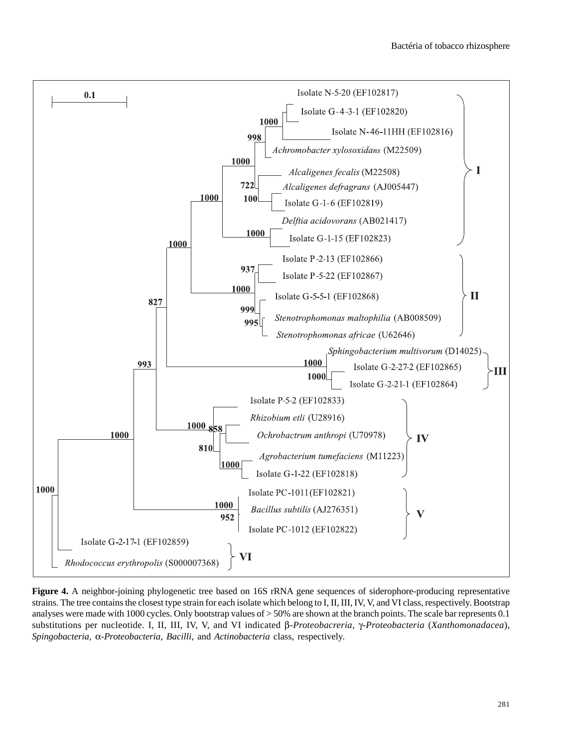**Figure 4.** A neighbor-joining phylogenetic tree based on 16S rRNA gene sequences of siderophore-producing representative strains. The tree contains the closest type strain for each isolate which belong to I, II, III, IV, V, and VI class, respectively. Bootstrap analyses were made with 1000 cycles. Only bootstrap values of > 50% are shown at the branch points. The scale bar represents 0.1 substitutions per nucleotide. I, II, III, IV, V, and VI indicated β-*Proteobacreria*, γ-*Proteobacteria* (*Xanthomonadacea*), *Spingobacteria*, α-*Proteobacteria*, *Bacilli*, and *Actinobacteria* class, respectively.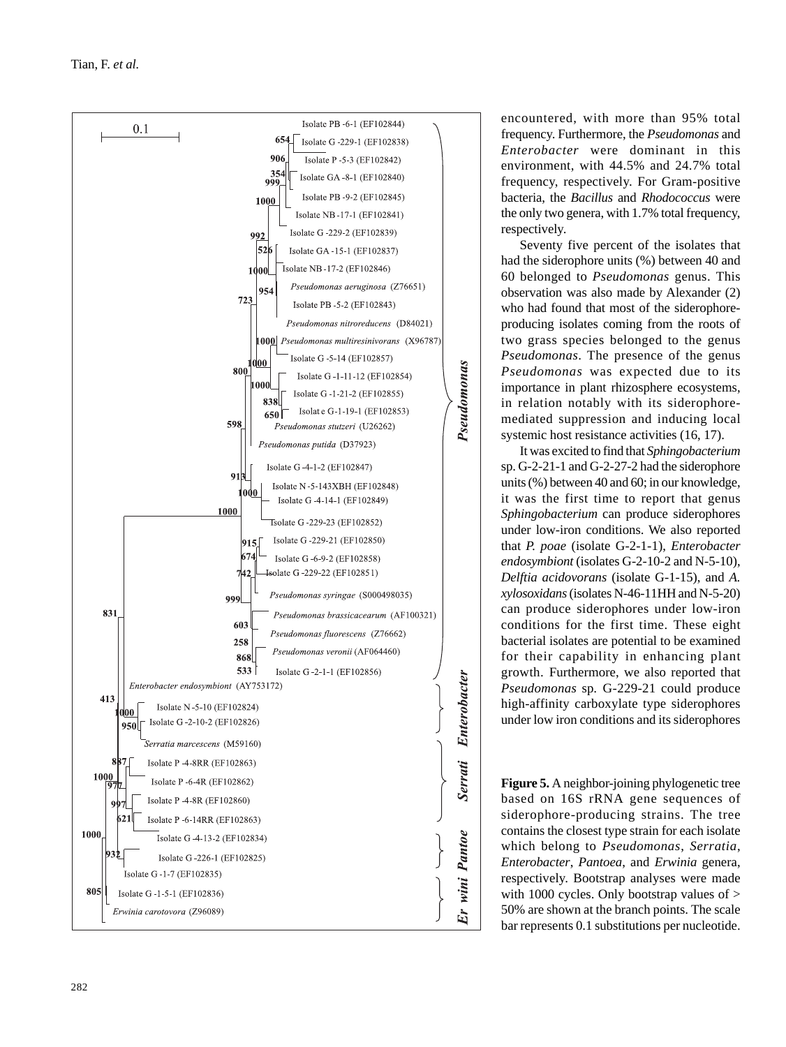encountered, with more than 95% total frequency. Furthermore, the *Pseudomonas* and *Enterobacter* were dominant in this environment, with 44.5% and 24.7% total frequency, respectively. For Gram-positive bacteria, the *Bacillus* and *Rhodococcus* were the only two genera, with 1.7% total frequency, respectively.

Seventy five percent of the isolates that had the siderophore units (%) between 40 and 60 belonged to *Pseudomonas* genus. This observation was also made by Alexander (2) who had found that most of the siderophore-producing isolates coming from the roots of two grass species belonged to the genus *Pseudomonas*. The presence of the genus *Pseudomonas* was expected due to its importance in plant rhizosphere ecosystems, in relation notably with its siderophore-mediated suppression and inducing local systemic host resistance activities (16, 17).

It was excited to find that *Sphingobacterium* sp. G-2-21-1 and G-2-27-2 had the siderophore units (%) between 40 and 60; in our knowledge, it was the first time to report that genus *Sphingobacterium* can produce siderophores under low-iron conditions. We also reported that *P. poae* (isolate G-2-1-1), *Enterobacter endosymbiont* (isolates G-2-10-2 and N-5-10), *Delftia acidovorans* (isolate G-1-15), and *A. xylosoxidans* (isolates N-46-11HH and N-5-20) can produce siderophores under low-iron conditions for the first time. These eight bacterial isolates are potential to be examined for their capability in enhancing plant growth. Furthermore, we also reported that *Pseudomonas* sp. G-229-21 could produce high-affinity carboxylate type siderophores under low iron conditions and its siderophores

**Figure 5.** A neighbor-joining phylogenetic tree based on 16S rRNA gene sequences of siderophore-producing strains. The tree contains the closest type strain for each isolate which belong to *Pseudomonas*, *Serratia*, *Enterobacter*, *Pantoea*, and *Erwinia* genera, respectively. Bootstrap analyses were made with 1000 cycles. Only bootstrap values of > 50% are shown at the branch points. The scale bar represents 0.1 substitutions per nucleotide.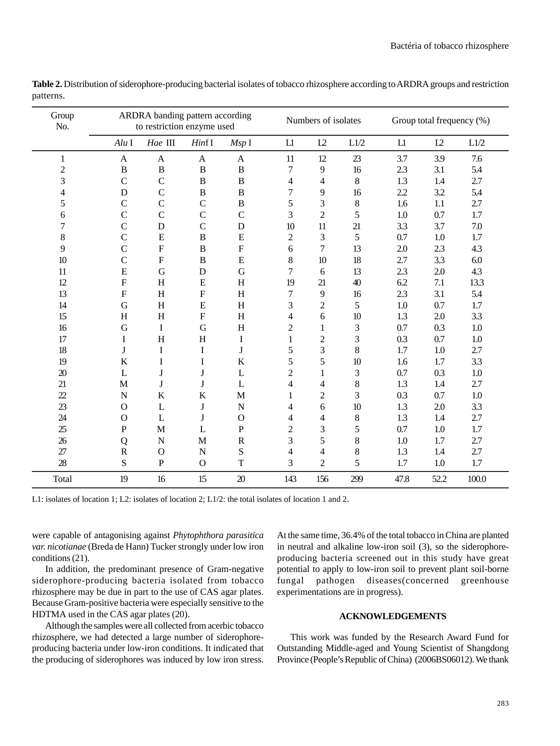**Table 2.** Distribution of siderophore-producing bacterial isolates of tobacco rhizosphere according to ARDRA groups and restriction patterns.

| Group No. | ARDRA banding pattern according to restriction enzyme used | | | | Numbers of isolates | | | Group total frequency (%) | | |
|---|---|---|---|---|---|---|---|---|---|---|
| | *Alu* I | *Hae* III | *Hin*f I | *Msp* I | L1 | L2 | L1/2 | L1 | L2 | L1/2 |
| 1 | A | A | A | A | 11 | 12 | 23 | 3.7 | 3.9 | 7.6 |
| 2 | B | B | B | B | 7 | 9 | 16 | 2.3 | 3.1 | 5.4 |
| 3 | C | C | B | B | 4 | 4 | 8 | 1.3 | 1.4 | 2.7 |
| 4 | D | C | B | B | 7 | 9 | 16 | 2.2 | 3.2 | 5.4 |
| 5 | C | C | C | B | 5 | 3 | 8 | 1.6 | 1.1 | 2.7 |
| 6 | C | C | C | C | 3 | 2 | 5 | 1.0 | 0.7 | 1.7 |
| 7 | C | D | C | D | 10 | 11 | 21 | 3.3 | 3.7 | 7.0 |
| 8 | C | E | B | E | 2 | 3 | 5 | 0.7 | 1.0 | 1.7 |
| 9 | C | F | B | F | 6 | 7 | 13 | 2.0 | 2.3 | 4.3 |
| 10 | C | F | B | E | 8 | 10 | 18 | 2.7 | 3.3 | 6.0 |
| 11 | E | G | D | G | 7 | 6 | 13 | 2.3 | 2.0 | 4.3 |
| 12 | F | H | E | H | 19 | 21 | 40 | 6.2 | 7.1 | 13.3 |
| 13 | F | H | F | H | 7 | 9 | 16 | 2.3 | 3.1 | 5.4 |
| 14 | G | H | E | H | 3 | 2 | 5 | 1.0 | 0.7 | 1.7 |
| 15 | H | H | F | H | 4 | 6 | 10 | 1.3 | 2.0 | 3.3 |
| 16 | G | I | G | H | 2 | 1 | 3 | 0.7 | 0.3 | 1.0 |
| 17 | I | H | H | I | 1 | 2 | 3 | 0.3 | 0.7 | 1.0 |
| 18 | J | I | I | J | 5 | 3 | 8 | 1.7 | 1.0 | 2.7 |
| 19 | K | I | I | K | 5 | 5 | 10 | 1.6 | 1.7 | 3.3 |
| 20 | L | J | J | L | 2 | 1 | 3 | 0.7 | 0.3 | 1.0 |
| 21 | M | J | J | L | 4 | 4 | 8 | 1.3 | 1.4 | 2.7 |
| 22 | N | K | K | M | 1 | 2 | 3 | 0.3 | 0.7 | 1.0 |
| 23 | O | L | J | N | 4 | 6 | 10 | 1.3 | 2.0 | 3.3 |
| 24 | O | L | J | O | 4 | 4 | 8 | 1.3 | 1.4 | 2.7 |
| 25 | P | M | L | P | 2 | 3 | 5 | 0.7 | 1.0 | 1.7 |
| 26 | Q | N | M | R | 3 | 5 | 8 | 1.0 | 1.7 | 2.7 |
| 27 | R | O | N | S | 4 | 4 | 8 | 1.3 | 1.4 | 2.7 |
| 28 | S | P | O | T | 3 | 2 | 5 | 1.7 | 1.0 | 1.7 |
| Total | 19 | 16 | 15 | 20 | 143 | 156 | 299 | 47.8 | 52.2 | 100.0 |

L1: isolates of location 1; L2: isolates of location 2; L1/2: the total isolates of location 1 and 2.

were capable of antagonising against *Phytophthora parasitica var. nicotianae* (Breda de Hann) Tucker strongly under low iron conditions (21).

In addition, the predominant presence of Gram-negative siderophore-producing bacteria isolated from tobacco rhizosphere may be due in part to the use of CAS agar plates. Because Gram-positive bacteria were especially sensitive to the HDTMA used in the CAS agar plates (20).

Although the samples were all collected from acerbic tobacco rhizosphere, we had detected a large number of siderophore-producing bacteria under low-iron conditions. It indicated that the producing of siderophores was induced by low iron stress. At the same time, 36.4% of the total tobacco in China are planted in neutral and alkaline low-iron soil (3), so the siderophore-producing bacteria screened out in this study have great potential to apply to low-iron soil to prevent plant soil-borne fungal pathogen diseases(concerned greenhouse experimentations are in progress).

## ACKNOWLEDGEMENTS

This work was funded by the Research Award Fund for Outstanding Middle-aged and Young Scientist of Shangdong Province (People's Republic of China) (2006BS06012). We thank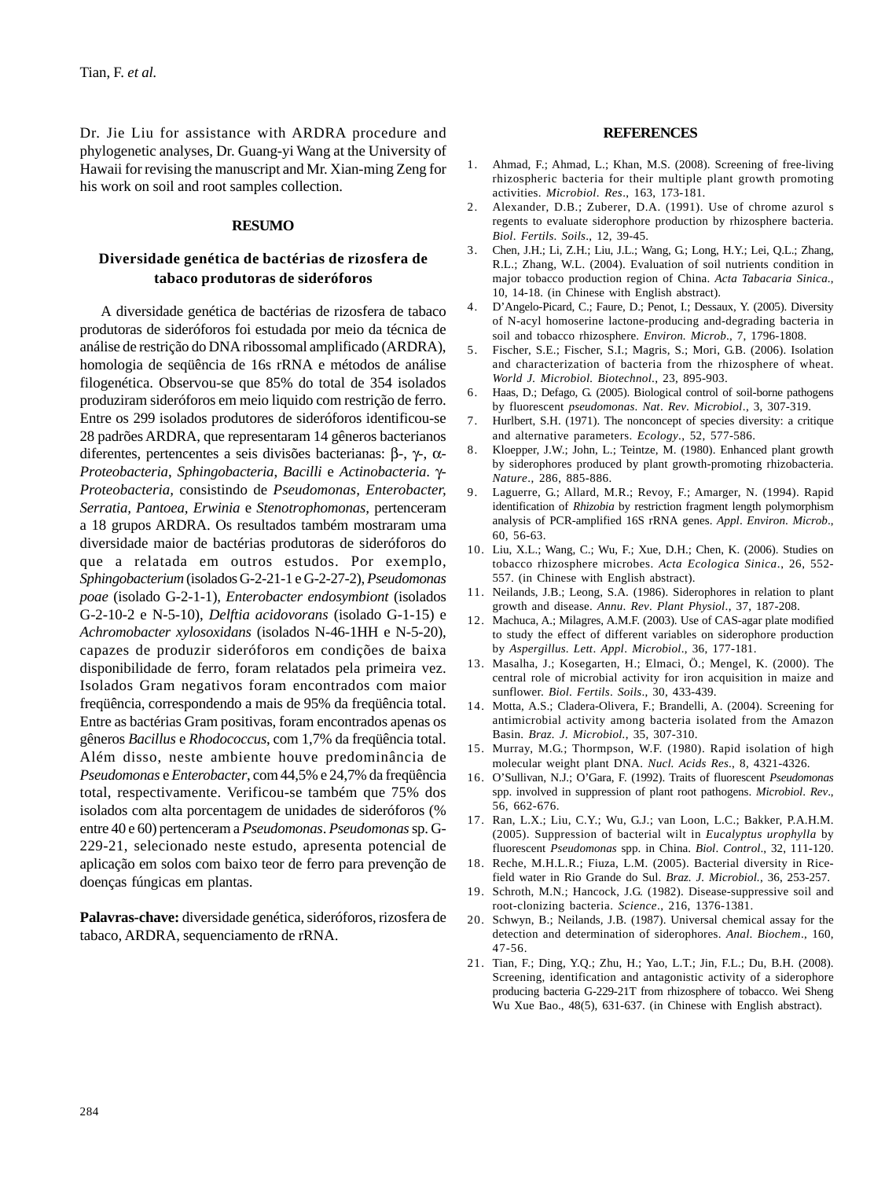Dr. Jie Liu for assistance with ARDRA procedure and phylogenetic analyses, Dr. Guang-yi Wang at the University of Hawaii for revising the manuscript and Mr. Xian-ming Zeng for his work on soil and root samples collection.

## RESUMO

### Diversidade genética de bactérias de rizosfera de tabaco produtoras de sideróforos

A diversidade genética de bactérias de rizosfera de tabaco produtoras de sideróforos foi estudada por meio da técnica de análise de restrição do DNA ribossomal amplificado (ARDRA), homologia de seqüência de 16s rRNA e métodos de análise filogenética. Observou-se que 85% do total de 354 isolados produziram sideróforos em meio liquido com restrição de ferro. Entre os 299 isolados produtores de sideróforos identificou-se 28 padrões ARDRA, que representaram 14 gêneros bacterianos diferentes, pertencentes a seis divisões bacterianas: β-, γ-, α-*Proteobacteria*, *Sphingobacteria*, *Bacilli* e *Actinobacteria*. γ-*Proteobacteria*, consistindo de *Pseudomonas*, *Enterobacter*, *Serratia*, *Pantoea*, *Erwinia* e *Stenotrophomonas*, pertenceram a 18 grupos ARDRA. Os resultados também mostraram uma diversidade maior de bactérias produtoras de sideróforos do que a relatada em outros estudos. Por exemplo, *Sphingobacterium* (isolados G-2-21-1 e G-2-27-2), *Pseudomonas poae* (isolado G-2-1-1), *Enterobacter endosymbiont* (isolados G-2-10-2 e N-5-10), *Delftia acidovorans* (isolado G-1-15) e *Achromobacter xylosoxidans* (isolados N-46-1HH e N-5-20), capazes de produzir sideróforos em condições de baixa disponibilidade de ferro, foram relatados pela primeira vez. Isolados Gram negativos foram encontrados com maior freqüência, correspondendo a mais de 95% da freqüência total. Entre as bactérias Gram positivas, foram encontrados apenas os gêneros *Bacillus* e *Rhodococcus*, com 1,7% da freqüência total. Além disso, neste ambiente houve predominância de *Pseudomonas* e *Enterobacter*, com 44,5% e 24,7% da freqüência total, respectivamente. Verificou-se também que 75% dos isolados com alta porcentagem de unidades de sideróforos (% entre 40 e 60) pertenceram a *Pseudomonas*. *Pseudomonas* sp. G-229-21, selecionado neste estudo, apresenta potencial de aplicação em solos com baixo teor de ferro para prevenção de doenças fúngicas em plantas.

**Palavras-chave:** diversidade genética, sideróforos, rizosfera de tabaco, ARDRA, sequenciamento de rRNA.

## REFERENCES

1. Ahmad, F.; Ahmad, L.; Khan, M.S. (2008). Screening of free-living rhizospheric bacteria for their multiple plant growth promoting activities. *Microbiol. Res*., 163, 173-181.
2. Alexander, D.B.; Zuberer, D.A. (1991). Use of chrome azurol s regents to evaluate siderophore production by rhizosphere bacteria. *Biol. Fertils. Soils*., 12, 39-45.
3. Chen, J.H.; Li, Z.H.; Liu, J.L.; Wang, G.; Long, H.Y.; Lei, Q.L.; Zhang, R.L.; Zhang, W.L. (2004). Evaluation of soil nutrients condition in major tobacco production region of China. *Acta Tabacaria Sinica*., 10, 14-18. (in Chinese with English abstract).
4. D'Angelo-Picard, C.; Faure, D.; Penot, I.; Dessaux, Y. (2005). Diversity of N-acyl homoserine lactone-producing and-degrading bacteria in soil and tobacco rhizosphere. *Environ. Microb*., 7, 1796-1808.
5. Fischer, S.E.; Fischer, S.I.; Magris, S.; Mori, G.B. (2006). Isolation and characterization of bacteria from the rhizosphere of wheat. *World J. Microbiol. Biotechnol*., 23, 895-903.
6. Haas, D.; Defago, G. (2005). Biological control of soil-borne pathogens by fluorescent *pseudomonas*. *Nat. Rev. Microbiol*., 3, 307-319.
7. Hurlbert, S.H. (1971). The nonconcept of species diversity: a critique and alternative parameters. *Ecology*., 52, 577-586.
8. Kloepper, J.W.; John, L.; Teintze, M. (1980). Enhanced plant growth by siderophores produced by plant growth-promoting rhizobacteria. *Nature*., 286, 885-886.
9. Laguerre, G.; Allard, M.R.; Revoy, F.; Amarger, N. (1994). Rapid identification of *Rhizobia* by restriction fragment length polymorphism analysis of PCR-amplified 16S rRNA genes. *Appl. Environ. Microb*., 60, 56-63.
10. Liu, X.L.; Wang, C.; Wu, F.; Xue, D.H.; Chen, K. (2006). Studies on tobacco rhizosphere microbes. *Acta Ecologica Sinica*., 26, 552-557. (in Chinese with English abstract).
11. Neilands, J.B.; Leong, S.A. (1986). Siderophores in relation to plant growth and disease. *Annu. Rev. Plant Physiol*., 37, 187-208.
12. Machuca, A.; Milagres, A.M.F. (2003). Use of CAS-agar plate modified to study the effect of different variables on siderophore production by *Aspergillus*. *Lett. Appl. Microbiol*., 36, 177-181.
13. Masalha, J.; Kosegarten, H.; Elmaci, Ö.; Mengel, K. (2000). The central role of microbial activity for iron acquisition in maize and sunflower. *Biol. Fertils. Soils*., 30, 433-439.
14. Motta, A.S.; Cladera-Olivera, F.; Brandelli, A. (2004). Screening for antimicrobial activity among bacteria isolated from the Amazon Basin. *Braz. J. Microbiol*., 35, 307-310.
15. Murray, M.G.; Thormpson, W.F. (1980). Rapid isolation of high molecular weight plant DNA. *Nucl. Acids Res*., 8, 4321-4326.
16. O'Sullivan, N.J.; O'Gara, F. (1992). Traits of fluorescent *Pseudomonas* spp. involved in suppression of plant root pathogens. *Microbiol. Rev*., 56, 662-676.
17. Ran, L.X.; Liu, C.Y.; Wu, G.J.; van Loon, L.C.; Bakker, P.A.H.M. (2005). Suppression of bacterial wilt in *Eucalyptus urophylla* by fluorescent *Pseudomonas* spp. in China. *Biol. Control*., 32, 111-120.
18. Reche, M.H.L.R.; Fiuza, L.M. (2005). Bacterial diversity in Rice-field water in Rio Grande do Sul. *Braz. J. Microbiol*., 36, 253-257.
19. Schroth, M.N.; Hancock, J.G. (1982). Disease-suppressive soil and root-clonizing bacteria. *Science*., 216, 1376-1381.
20. Schwyn, B.; Neilands, J.B. (1987). Universal chemical assay for the detection and determination of siderophores. *Anal. Biochem*., 160, 47-56.
21. Tian, F.; Ding, Y.Q.; Zhu, H.; Yao, L.T.; Jin, F.L.; Du, B.H. (2008). Screening, identification and antagonistic activity of a siderophore producing bacteria G-229-21T from rhizosphere of tobacco. Wei Sheng Wu Xue Bao., 48(5), 631-637. (in Chinese with English abstract).